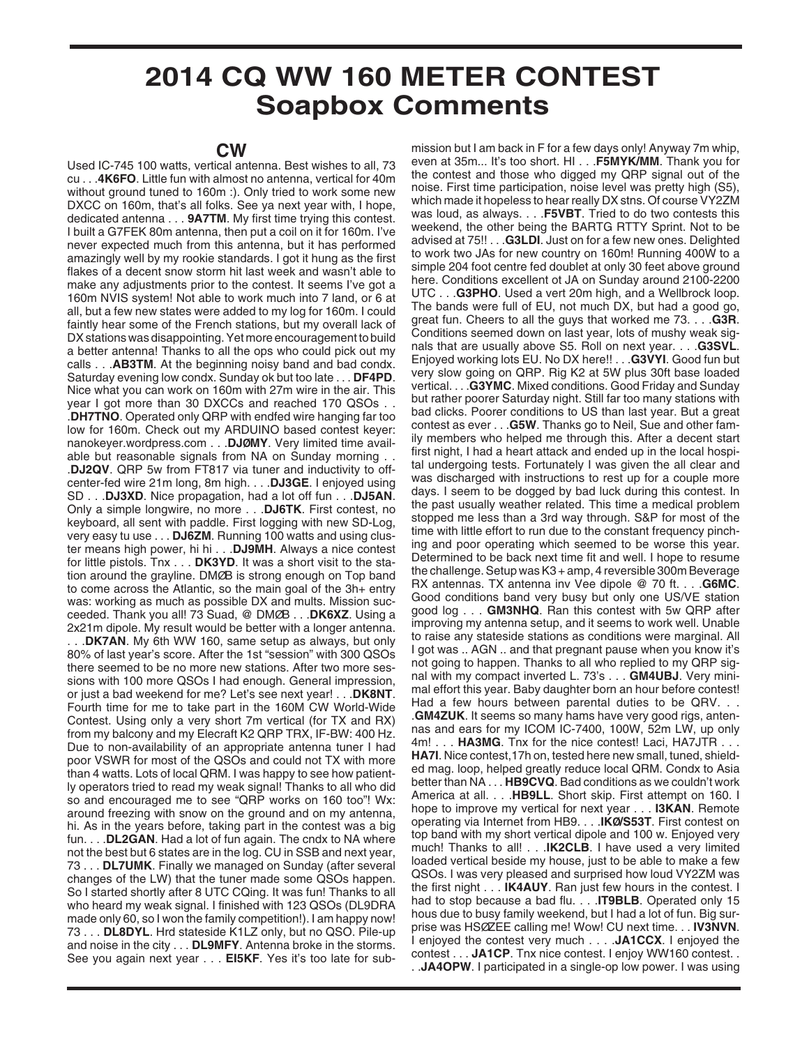# 2014 CQ WW 160 METER CONTEST Soapbox Comments

## CW

Used IC-745 100 watts, vertical antenna. Best wishes to all, 73 cu . . .**4K6FO**. Little fun with almost no antenna, vertical for 40m without ground tuned to 160m :). Only tried to work some new DXCC on 160m, that's all folks. See ya next year with, I hope, dedicated antenna . . . **9A7TM**. My first time trying this contest. I built a G7FEK 80m antenna, then put a coil on it for 160m. I've never expected much from this antenna, but it has performed amazingly well by my rookie standards. I got it hung as the first flakes of a decent snow storm hit last week and wasn't able to make any adjustments prior to the contest. It seems I've got a 160m NVIS system! Not able to work much into 7 land, or 6 at all, but a few new states were added to my log for 160m. I could faintly hear some of the French stations, but my overall lack of DX stations was disappointing. Yet more encouragement to build a better antenna! Thanks to all the ops who could pick out my calls . . .**AB3TM**. At the beginning noisy band and bad condx. Saturday evening low condx. Sunday ok but too late . . . **DF4PD**. Nice what you can work on 160m with 27m wire in the air. This year I got more than 30 DXCCs and reached 170 QSOs . . .**DH7TNO**. Operated only QRP with endfed wire hanging far too low for 160m. Check out my ARDUINO based contest keyer: nanokeyer.wordpress.com . . .**DJØMY**. Very limited time available but reasonable signals from NA on Sunday morning . . .**DJ2QV**. QRP 5w from FT817 via tuner and inductivity to off-center-fed wire 21m long, 8m high. . . .**DJ3GE**. I enjoyed using SD . . .**DJ3XD**. Nice propagation, had a lot off fun . . .**DJ5AN**. Only a simple longwire, no more . . .**DJ6TK**. First contest, no keyboard, all sent with paddle. First logging with new SD-Log, very easy tu use . . . **DJ6ZM**. Running 100 watts and using cluster means high power, hi hi . . .**DJ9MH**. Always a nice contest for little pistols. Tnx . . . **DK3YD**. It was a short visit to the station around the grayline. DMØB is strong enough on Top band to come across the Atlantic, so the main goal of the 3h+ entry was: working as much as possible DX and mults. Mission succeeded. Thank you all! 73 Suad, @ DMØB . . .**DK6XZ**. Using a 2x21m dipole. My result would be better with a longer antenna. . . .**DK7AN**. My 6th WW 160, same setup as always, but only 80% of last year's score. After the 1st "session" with 300 QSOs there seemed to be no more new stations. After two more sessions with 100 more QSOs I had enough. General impression, or just a bad weekend for me? Let's see next year! . . .**DK8NT**. Fourth time for me to take part in the 160M CW World-Wide Contest. Using only a very short 7m vertical (for TX and RX) from my balcony and my Elecraft K2 QRP TRX, IF-BW: 400 Hz. Due to non-availability of an appropriate antenna tuner I had poor VSWR for most of the QSOs and could not TX with more than 4 watts. Lots of local QRM. I was happy to see how patiently operators tried to read my weak signal! Thanks to all who did so and encouraged me to see "QRP works on 160 too"! Wx: around freezing with snow on the ground and on my antenna, hi. As in the years before, taking part in the contest was a big fun. . . .**DL2GAN**. Had a lot of fun again. The cndx to NA where not the best but 6 states are in the log. CU in SSB and next year, 73 . . . **DL7UMK**. Finally we managed on Sunday (after several changes of the LW) that the tuner made some QSOs happen. So I started shortly after 8 UTC CQing. It was fun! Thanks to all who heard my weak signal. I finished with 123 QSOs (DL9DRA made only 60, so I won the family competition!). I am happy now! 73 . . . **DL8DYL**. Hrd stateside K1LZ only, but no QSO. Pile-up and noise in the city . . . **DL9MFY**. Antenna broke in the storms. See you again next year . . . **EI5KF**. Yes it's too late for submission but I am back in F for a few days only! Anyway 7m whip, even at 35m... It's too short. HI . . .**F5MYK/MM**. Thank you for the contest and those who digged my QRP signal out of the noise. First time participation, noise level was pretty high (S5), which made it hopeless to hear really DX stns. Of course VY2ZM was loud, as always. . . .**F5VBT**. Tried to do two contests this weekend, the other being the BARTG RTTY Sprint. Not to be advised at 75!! . . .**G3LDI**. Just on for a few new ones. Delighted to work two JAs for new country on 160m! Running 400W to a simple 204 foot centre fed doublet at only 30 feet above ground here. Conditions excellent ot JA on Sunday around 2100-2200 UTC . . .**G3PHO**. Used a vert 20m high, and a Wellbrock loop. The bands were full of EU, not much DX, but had a good go, great fun. Cheers to all the guys that worked me 73. . . .**G3R**. Conditions seemed down on last year, lots of mushy weak signals that are usually above S5. Roll on next year. . . .**G3SVL**. Enjoyed working lots EU. No DX here!! . . .**G3VYI**. Good fun but very slow going on QRP. Rig K2 at 5W plus 30ft base loaded vertical. . . .**G3YMC**. Mixed conditions. Good Friday and Sunday but rather poorer Saturday night. Still far too many stations with bad clicks. Poorer conditions to US than last year. But a great contest as ever . . .**G5W**. Thanks go to Neil, Sue and other family members who helped me through this. After a decent start first night, I had a heart attack and ended up in the local hospital undergoing tests. Fortunately I was given the all clear and was discharged with instructions to rest up for a couple more days. I seem to be dogged by bad luck during this contest. In the past usually weather related. This time a medical problem stopped me less than a 3rd way through. S&P for most of the time with little effort to run due to the constant frequency pinching and poor operating which seemed to be worse this year. Determined to be back next time fit and well. I hope to resume the challenge. Setup was K3 + amp, 4 reversible 300m Beverage RX antennas. TX antenna inv Vee dipole @ 70 ft. . . .**G6MC**. Good conditions band very busy but only one US/VE station good log . . . **GM3NHQ**. Ran this contest with 5w QRP after improving my antenna setup, and it seems to work well. Unable to raise any stateside stations as conditions were marginal. All I got was .. AGN .. and that pregnant pause when you know it's not going to happen. Thanks to all who replied to my QRP signal with my compact inverted L. 73's . . . **GM4UBJ**. Very minimal effort this year. Baby daughter born an hour before contest! Had a few hours between parental duties to be QRV. . . .**GM4ZUK**. It seems so many hams have very good rigs, antennas and ears for my ICOM IC-7400, 100W, 52m LW, up only 4m! . . . **HA3MG**. Tnx for the nice contest! Laci, HA7JTR . . . **HA7I**. Nice contest,17h on, tested here new small, tuned, shielded mag. loop, helped greatly reduce local QRM. Condx to Asia better than NA . . . **HB9CVQ**. Bad conditions as we couldn't work America at all. . . .**HB9LL**. Short skip. First attempt on 160. I hope to improve my vertical for next year . . . **I3KAN**. Remote operating via Internet from HB9. . . .**IKØ/S53T**. First contest on top band with my short vertical dipole and 100 w. Enjoyed very much! Thanks to all! . . .**IK2CLB**. I have used a very limited loaded vertical beside my house, just to be able to make a few QSOs. I was very pleased and surprised how loud VY2ZM was the first night . . . **IK4AUY**. Ran just few hours in the contest. I had to stop because a bad flu. . . .**IT9BLB**. Operated only 15 hous due to busy family weekend, but I had a lot of fun. Big surprise was HSØZEE calling me! Wow! CU next time. . . **IV3NVN**. I enjoyed the contest very much . . . .**JA1CCX**. I enjoyed the contest . . . **JA1CP**. Tnx nice contest. I enjoy WW160 contest. . . .**JA4OPW**. I participated in a single-op low power. I was using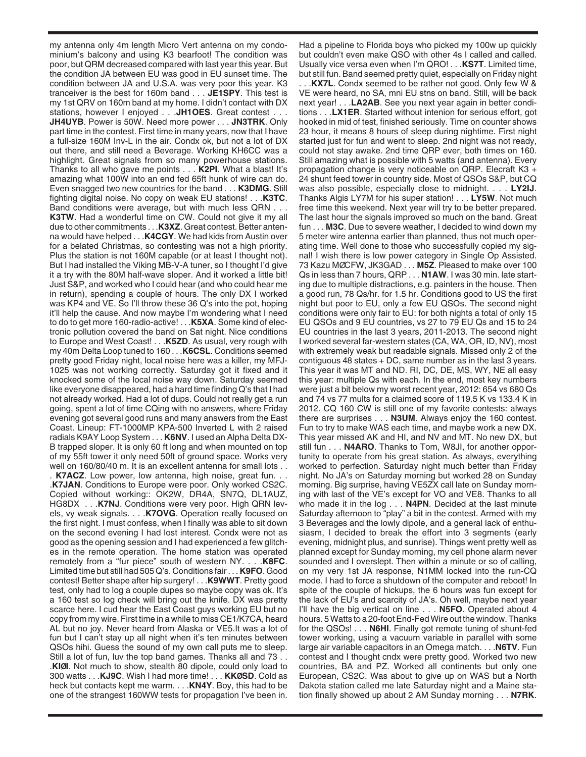my antenna only 4m length Micro Vert antenna on my condominium's balcony and using K3 bearfoot! The condition was poor, but QRM decreased compared with last year this year. But the condition JA between EU was good in EU sunset time. The condition between JA and U.S.A. was very poor this year. K3 tranceiver is the best for 160m band . . . **JE1SPY**. This test is my 1st QRV on 160m band at my home. I didn't contact with DX stations, however I enjoyed . . .**JH1OES**. Great contest . . . **JH4UYB**. Power is 50W. Need more power . . . **JN3TRK**. Only part time in the contest. First time in many years, now that I have a full-size 160M Inv-L in the air. Condx ok, but not a lot of DX out there, and still need a Beverage. Working KH6CC was a highlight. Great signals from so many powerhouse stations. Thanks to all who gave me points . . . **K2PI**. What a blast! It's amazing what 100W into an end fed 65ft hunk of wire can do. Even snagged two new countries for the band . . . **K3DMG**. Still fighting digital noise. No copy on weak EU stations! . . .**K3TC**. Band conditions were average, but with much less QRN . . . **K3TW**. Had a wonderful time on CW. Could not give it my all due to other commitments . . .**K3XZ**. Great contest. Better antenna would have helped . . .**K4CGY**. We had kids from Austin over for a belated Christmas, so contesting was not a high priority. Plus the station is not 160M capable (or at least I thought not). But I had installed the Viking MB-V-A tuner, so I thought I'd give it a try with the 80M half-wave sloper. And it worked a little bit! Just S&P, and worked who I could hear (and who could hear me in return), spending a couple of hours. The only DX I worked was KP4 and VE. So I'll throw these 36 Q's into the pot, hoping it'll help the cause. And now maybe I'm wondering what I need to do to get more 160-radio-active! . . .**K5XA**. Some kind of electronic pollution covered the band on Sat night. Nice conditions to Europe and West Coast! . . .**K5ZD**. As usual, very rough with my 40m Delta Loop tuned to 160 . . .**K6CSL**. Conditions seemed pretty good Friday night, local noise here was a killer, my MFJ-1025 was not working correctly. Saturday got it fixed and it knocked some of the local noise way down. Saturday seemed like everyone disappeared, had a hard time finding Q's that I had not already worked. Had a lot of dups. Could not really get a run going, spent a lot of time CQing with no answers, where Friday evening got several good runs and many answers from the East Coast. Lineup: FT-1000MP KPA-500 Inverted L with 2 raised radials K9AY Loop System . . . **K6NV**. I used an Alpha Delta DX-B trapped sloper. It is only 60 ft long and when mounted on top of my 55ft tower it only need 50ft of ground space. Works very well on 160/80/40 m. It is an excellent antenna for small lots . . . **K7ACZ**. Low power, low antenna, high noise, great fun. . . .**K7JAN**. Conditions to Europe were poor. Only worked CS2C. Copied without working:: OK2W, DR4A, SN7Q, DL1AUZ, HG8DX . . .**K7NJ**. Conditions were very poor. High QRN levels, vy weak signals. . . .**K7OVG**. Operation really focused on the first night. I must confess, when I finally was able to sit down on the second evening I had lost interest. Condx were not as good as the opening session and I had experienced a few glitches in the remote operation. The home station was operated remotely from a "fur piece" south of western NY. . . .**K8FC**. Limited time but still had 505 Q's. Conditions fair . . . **K9FO**. Good contest! Better shape after hip surgery! . . .**K9WWT**. Pretty good test, only had to log a couple dupes so maybe copy was ok. It's a 160 test so log check will bring out the knife. DX was pretty scarce here. I cud hear the East Coast guys working EU but no copy from my wire. First time in a while to miss CE1/K7CA, heard AL but no joy. Never heard from Alaska or VE5.It was a lot of fun but I can't stay up all night when it's ten minutes between QSOs hihi. Guess the sound of my own call puts me to sleep. Still a lot of fun, luv the top band games. Thanks all and 73 . . .**KIØI**. Not much to show, stealth 80 dipole, could only load to 300 watts . . .**KJ9C**. Wish I had more time! . . . **KKØSD**. Cold as heck but contacts kept me warm. . . .**KN4Y**. Boy, this had to be one of the strangest 160WW tests for propagation I've been in. Had a pipeline to Florida boys who picked my 100w up quickly but couldn't even make QSO with other 4s I called and called. Usually vice versa even when I'm QRO! . . .**KS7T**. Limited time, but still fun. Band seemed pretty quiet, especially on Friday night . . .**KX7L**. Condx seemed to be rather not good. Only few W & VE were heard, no SA, mni EU stns on band. Still, will be back next year! . . .**LA2AB**. See you next year again in better conditions . . .**LX1ER**. Started without intenion for serious effort, got hooked in mid of test, finished seriously. Time on counter shows 23 hour, it means 8 hours of sleep during nightime. First night started just for fun and went to sleep. 2nd night was not ready, could not stay awake. 2nd time QRP ever, both times on 160. Still amazing what is possible with 5 watts (and antenna). Every propagation change is very noticeable on QRP. Elecraft K3 + 24 shunt feed tower in country side. Most of QSOs S&P, but CQ was also possible, especially close to midnight. . . . **LY2IJ**. Thanks Algis LY7M for his super station! . . . **LY5W**. Not much free time this weekend. Next year will try to be better prepared. The last hour the signals improved so much on the band. Great fun . . . **M3C**. Due to severe weather, I decided to wind down my 5 meter wire antenna earlier than planned, thus not much operating time. Well done to those who successfully copied my signal! I wish there is low power category in Single Op Assisted. 73 Kazu MØCFW, JK3GAD . . . **M5Z**. Pleased to make over 100 Qs in less than 7 hours, QRP . . . **N1AW**. I was 30 min. late starting due to multiple distractions, e.g. painters in the house. Then a good run, 78 Qs/hr. for 1.5 hr. Conditions good to US the first night but poor to EU, only a few EU QSOs. The second night conditions were only fair to EU: for both nights a total of only 15 EU QSOs and 9 EU countries, vs 27 to 79 EU Qs and 15 to 24 EU countries in the last 3 years, 2011-2013. The second night I worked several far-western states (CA, WA, OR, ID, NV), most with extremely weak but readable signals. Missed only 2 of the contiguous 48 states + DC, same number as in the last 3 years. This year it was MT and ND. RI, DC, DE, MS, WY, NE all easy this year: multiple Qs with each. In the end, most key numbers were just a bit below my worst recent year, 2012: 654 vs 680 Qs and 74 vs 77 mults for a claimed score of 119.5 K vs 133.4 K in 2012. CQ 160 CW is still one of my favorite contests: always there are surprises . . . **N3UM**. Always enjoy the 160 contest. Fun to try to make WAS each time, and maybe work a new DX. This year missed AK and HI, and NV and MT. No new DX, but still fun . . . **N4ARO**. Thanks to Tom, W8JI, for another opportunity to operate from his great station. As always, everything worked to perfection. Saturday night much better than Friday night. No JA's on Saturday morning but worked 28 on Sunday morning. Big surprise, having VE5ZX call late on Sunday morning with last of the VE's except for VO and VE8. Thanks to all who made it in the log . . . **N4PN**. Decided at the last minute Saturday afternoon to "play" a bit in the contest. Armed with my 3 Beverages and the lowly dipole, and a general lack of enthusiasm, I decided to break the effort into 3 segments (early evening, midnight plus, and sunrise). Things went pretty well as planned except for Sunday morning, my cell phone alarm never sounded and I overslept. Then within a minute or so of calling, on my very 1st JA response, N1MM locked into the run-CQ mode. I had to force a shutdown of the computer and reboot! In spite of the couple of hickups, the 6 hours was fun except for the lack of EU's and scarcity of JA's. Oh well, maybe next year I'll have the big vertical on line . . . **N5FO**. Operated about 4 hours. 5 Watts to a 20-foot End-Fed Wire out the window. Thanks for the QSOs! . . . **N6HI**. Finally got remote tuning of shunt-fed tower working, using a vacuum variable in parallel with some large air variable capacitors in an Omega match. . . .**N6TV**. Fun contest and I thought cndx were pretty good. Worked two new countries, BA and PZ. Worked all continents but only one European, CS2C. Was about to give up on WAS but a North Dakota station called me late Saturday night and a Maine station finally showed up about 2 AM Sunday morning . . . **N7RK**.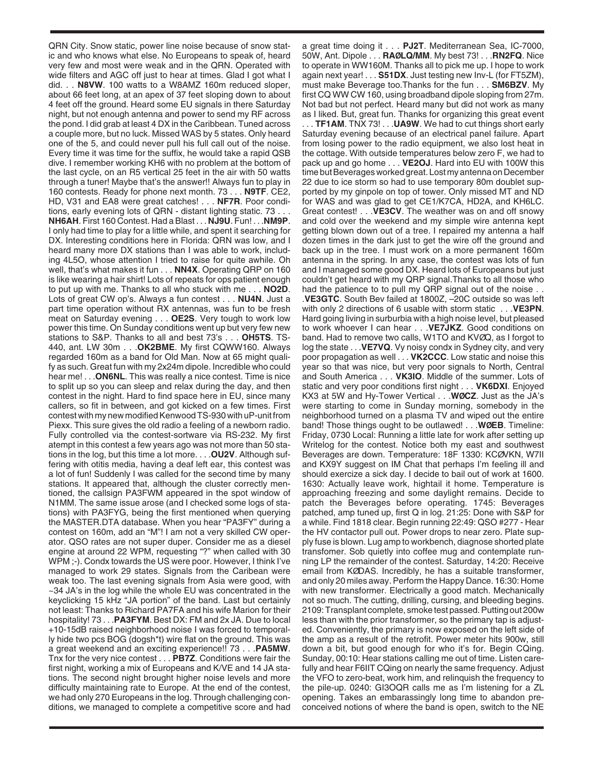QRN City. Snow static, power line noise because of snow static and who knows what else. No Europeans to speak of, heard very few and most were weak and in the QRN. Operated with wide filters and AGC off just to hear at times. Glad I got what I did. . . **N8VW**. 100 watts to a W8AMZ 160m reduced sloper, about 66 feet long, at an apex of 37 feet sloping down to about 4 feet off the ground. Heard some EU signals in there Saturday night, but not enough antenna and power to send my RF across the pond. I did grab at least 4 DX in the Caribbean. Tuned across a couple more, but no luck. Missed WAS by 5 states. Only heard one of the 5, and could never pull his full call out of the noise. Every time it was time for the suffix, he would take a rapid QSB dive. I remember working KH6 with no problem at the bottom of the last cycle, on an R5 vertical 25 feet in the air with 50 watts through a tuner! Maybe that's the answer!! Always fun to play in 160 contests. Ready for phone next month. 73 . . . **N9TF**. CE2, HD, V31 and EA8 were great catches! . . . **NF7R**. Poor conditions, early evening lots of QRN - distant lighting static. 73 . . . **NH6AH**. First 160 Contest. Had a Blast . . . **NJ9U**. Fun! . . .**NM9P**. I only had time to play for a little while, and spent it searching for DX. Interesting conditions here in Florida: QRN was low, and I heard many more DX stations than I was able to work, including 4L5O, whose attention I tried to raise for quite awhile. Oh well, that's what makes it fun . . . **NN4X**. Operating QRP on 160 is like wearing a hair shirt! Lots of repeats for ops patient enough to put up with me. Thanks to all who stuck with me . . . **NO2D**. Lots of great CW op's. Always a fun contest . . . **NU4N**. Just a part time operation without RX antennas, was fun to be fresh meat on Saturday evening . . . **OE2S**. Very tough to work low power this time. On Sunday conditions went up but very few new stations to S&P. Thanks to all and best 73's . . . **OH5TS**. TS-440, ant. LW 30m . . .**OK2BME**. My first CQWW160. Always regarded 160m as a band for Old Man. Now at 65 might qualify as such. Great fun with my 2x24m dipole. Incredible who could hear me! . . .**ON6NL**. This was really a nice contest. Time is nice to split up so you can sleep and relax during the day, and then contest in the night. Hard to find space here in EU, since many callers, so fit in between, and got kicked on a few times. First contest with my new modified Kenwood TS-930 with uP-unit from Piexx. This sure gives the old radio a feeling of a newborn radio. Fully controlled via the contest-sortware via RS-232. My first atempt in this contest a few years ago was not more than 50 stations in the log, but this time a lot more. . . .**OU2V**. Although suffering with otitis media, having a deaf left ear, this contest was a lot of fun! Suddenly I was called for the second time by many stations. It appeared that, although the cluster correctly mentioned, the callsign PA3FWM appeared in the spot window of N1MM. The same issue arose (and I checked some logs of stations) with PA3FYG, being the first mentioned when querying the MASTER.DTA database. When you hear "PA3FY" during a contest on 160m, add an "M"! I am not a very skilled CW operator. QSO rates are not super duper. Consider me as a diesel engine at around 22 WPM, requesting "?" when called with 30 WPM ;-). Condx towards the US were poor. However, I think I've managed to work 29 states. Signals from the Caribean were weak too. The last evening signals from Asia were good, with ~34 JA's in the log while the whole EU was concentrated in the keyclicking 15 kHz "JA portion" of the band. Last but certainly not least: Thanks to Richard PA7FA and his wife Marion for their hospitality! 73 . . .**PA3FYM**. Best DX: FM and 2x JA. Due to local +10-15dB raised neighborhood noise I was forced to temporally hide two pcs BOG (dogsh*t) wire flat on the ground. This was a great weekend and an exciting experience!! 73 . . .**PA5MW**. Tnx for the very nice contest . . . **PB7Z**. Conditions were fair the first night, working a mix of Europeans and K/VE and 14 JA stations. The second night brought higher noise levels and more difficulty maintaining rate to Europe. At the end of the contest, we had only 270 Europeans in the log. Through challenging conditions, we managed to complete a competitive score and had a great time doing it . . . **PJ2T**. Mediterranean Sea, IC-7000, 50W, Ant. Dipole . . . **RAØLQ/MM**. My best 73! . . .**RN2FQ**. Nice to operate in WW160M. Thanks all to pick me up. I hope to work again next year! . . . **S51DX**. Just testing new Inv-L (for FT5ZM), must make Beverage too.Thanks for the fun . . . **SM6BZV**. My first CQ WW CW 160, using broadband dipole sloping from 27m. Not bad but not perfect. Heard many but did not work as many as I liked. But, great fun. Thanks for organizing this great event . . . **TF1AM**. TNX 73! . . .**UA9W**. We had to cut things short early Saturday evening because of an electrical panel failure. Apart from losing power to the radio equipment, we also lost heat in the cottage. With outside temperatures below zero F, we had to pack up and go home . . . **VE2OJ**. Hard into EU with 100W this time but Beverages worked great. Lost my antenna on December 22 due to ice storm so had to use temporary 80m doublet supported by my ginpole on top of tower. Only missed MT and ND for WAS and was glad to get CE1/K7CA, HD2A, and KH6LC. Great contest! . . .**VE3CV**. The weather was on and off snowy and cold over the weekend and my simple wire antenna kept getting blown down out of a tree. I repaired my antenna a half dozen times in the dark just to get the wire off the ground and back up in the tree. I must work on a more permanent 160m antenna in the spring. In any case, the contest was lots of fun and I managed some good DX. Heard lots of Europeans but just couldn't get heard with my QRP signal.Thanks to all those who had the patience to to pull my QRP signal out of the noise . . .**VE3GTC**. South Bev failed at 1800Z, –20C outside so was left with only 2 directions of 6 usable with storm static . . .**VE3PN**. Hard going living in surburbia with a high noise level, but pleased to work whoever I can hear . . .**VE7JKZ**. Good conditions on band. Had to remove two calls, W1TO and KVØQ, as I forgot to log the state . . .**VE7VQ**. Vy noisy condx in Sydney city, and very poor propagation as well . . . **VK2CCC**. Low static and noise this year so that was nice, but very poor signals to North, Central and South America . . . **VK3IO**. Middle of the summer. Lots of static and very poor conditions first night . . . **VK6DXI**. Enjoyed KX3 at 5W and Hy-Tower Vertical . . .**WØCZ**. Just as the JA's were starting to come in Sunday morning, somebody in the neighborhood turned on a plasma TV and wiped out the entire band! Those things ought to be outlawed! . . .**WØEB**. Timeline: Friday, 0730 Local: Running a little late for work after setting up Writelog for the contest. Notice both my east and southwest Beverages are down. Temperature: 18F 1330: KCØVKN, W7II and KX9Y suggest on IM Chat that perhaps I'm feeling ill and should exercize a sick day. I decide to bail out of work at 1600. 1630: Actually leave work, hightail it home. Temperature is approaching freezing and some daylight remains. Decide to patch the Beverages before operating. 1745: Beverages patched, amp tuned up, first Q in log. 21:25: Done with S&P for a while. Find 1818 clear. Begin running 22:49: QSO #277 - Hear the HV contactor pull out. Power drops to near zero. Plate supply fuse is blown. Lug amp to workbench, diagnose shorted plate transfomer. Sob quietly into coffee mug and contemplate running LP the remainder of the contest. Saturday, 14:20: Receive email from KØDAS. Incredibly, he has a suitable transformer, and only 20 miles away. Perform the Happy Dance. 16:30: Home with new transformer. Electrically a good match. Mechanically not so much. The cutting, drilling, cursing, and bleeding begins. 2109: Transplant complete, smoke test passed. Putting out 200w less than with the prior transformer, so the primary tap is adjusted. Conveniently, the primary is now exposed on the left side of the amp as a result of the retrofit. Power meter hits 900w, still down a bit, but good enough for who it's for. Begin CQing. Sunday, 00:10: Hear stations calling me out of time. Listen carefully and hear F6IIT CQing on nearly the same frequency. Adjust the VFO to zero-beat, work him, and relinquish the frequency to the pile-up. 0240: GI3OQR calls me as I'm listening for a ZL opening. Takes an embarassingly long time to abandon preconceived notions of where the band is open, switch to the NE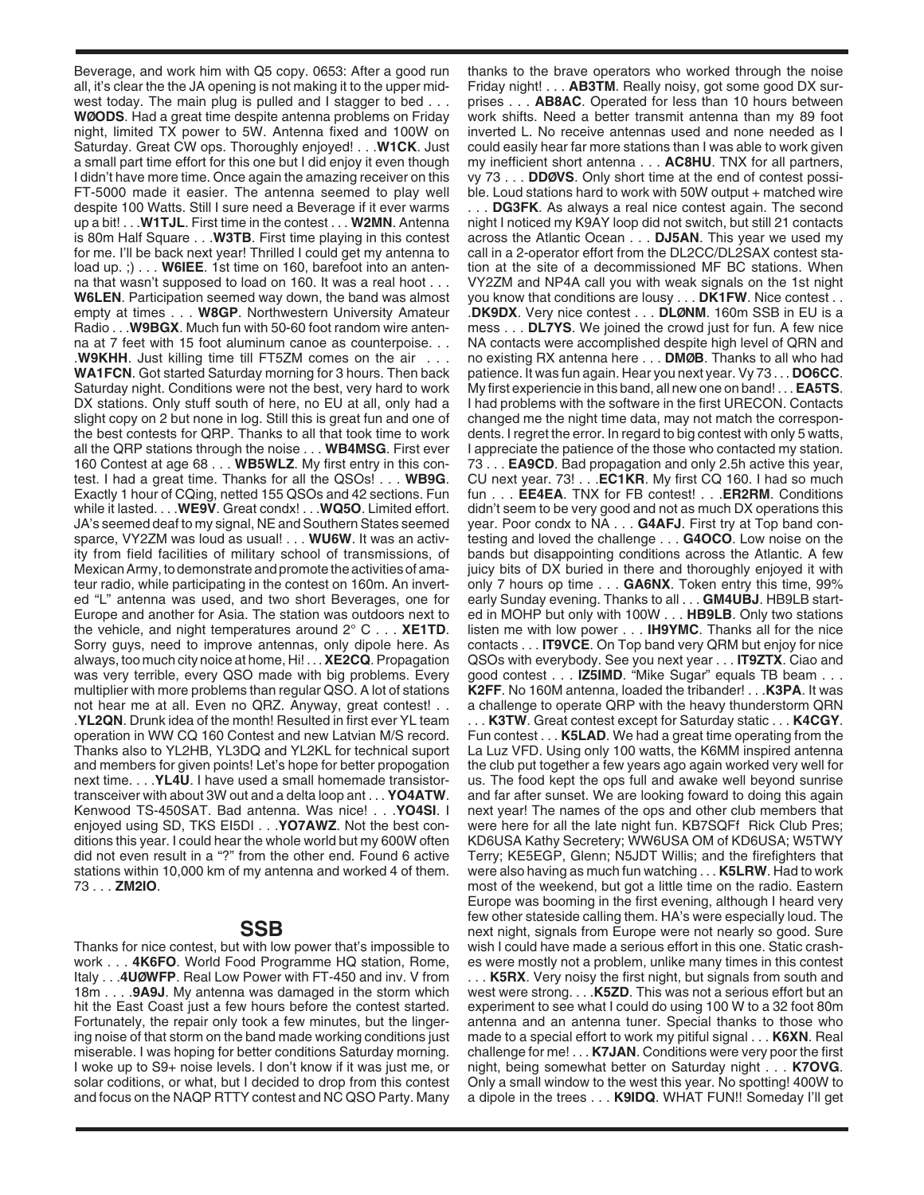Beverage, and work him with Q5 copy. 0653: After a good run all, it's clear the the JA opening is not making it to the upper midwest today. The main plug is pulled and I stagger to bed . . . **WØODS**. Had a great time despite antenna problems on Friday night, limited TX power to 5W. Antenna fixed and 100W on Saturday. Great CW ops. Thoroughly enjoyed! . . .**W1CK**. Just a small part time effort for this one but I did enjoy it even though I didn't have more time. Once again the amazing receiver on this FT-5000 made it easier. The antenna seemed to play well despite 100 Watts. Still I sure need a Beverage if it ever warms up a bit! . . .**W1TJL**. First time in the contest . . . **W2MN**. Antenna is 80m Half Square . . .**W3TB**. First time playing in this contest for me. I'll be back next year! Thrilled I could get my antenna to load up. ;) . . . **W6IEE**. 1st time on 160, barefoot into an antenna that wasn't supposed to load on 160. It was a real hoot . . . **W6LEN**. Participation seemed way down, the band was almost empty at times . . . **W8GP**. Northwestern University Amateur Radio . . .**W9BGX**. Much fun with 50-60 foot random wire antenna at 7 feet with 15 foot aluminum canoe as counterpoise. . . .**W9KHH**. Just killing time till FT5ZM comes on the air . . . **WA1FCN**. Got started Saturday morning for 3 hours. Then back Saturday night. Conditions were not the best, very hard to work DX stations. Only stuff south of here, no EU at all, only had a slight copy on 2 but none in log. Still this is great fun and one of the best contests for QRP. Thanks to all that took time to work all the QRP stations through the noise . . . **WB4MSG**. First ever 160 Contest at age 68 . . . **WB5WLZ**. My first entry in this contest. I had a great time. Thanks for all the QSOs! . . . **WB9G**. Exactly 1 hour of CQing, netted 155 QSOs and 42 sections. Fun while it lasted. . . .**WE9V**. Great condx! . . .**WQ5O**. Limited effort. JA's seemed deaf to my signal, NE and Southern States seemed sparce, VY2ZM was loud as usual! . . . **WU6W**. It was an activity from field facilities of military school of transmissions, of Mexican Army, to demonstrate and promote the activities of amateur radio, while participating in the contest on 160m. An inverted "L" antenna was used, and two short Beverages, one for Europe and another for Asia. The station was outdoors next to the vehicle, and night temperatures around 2° C . . . **XE1TD**. Sorry guys, need to improve antennas, only dipole here. As always, too much city noice at home, Hi! . . . **XE2CQ**. Propagation was very terrible, every QSO made with big problems. Every multiplier with more problems than regular QSO. A lot of stations not hear me at all. Even no QRZ. Anyway, great contest! . . .**YL2QN**. Drunk idea of the month! Resulted in first ever YL team operation in WW CQ 160 Contest and new Latvian M/S record. Thanks also to YL2HB, YL3DQ and YL2KL for technical suport and members for given points! Let's hope for better propogation next time. . . .**YL4U**. I have used a small homemade transistor-transceiver with about 3W out and a delta loop ant . . . **YO4ATW**. Kenwood TS-450SAT. Bad antenna. Was nice! . . .**YO4SI**. I enjoyed using SD, TKS EI5DI . . .**YO7AWZ**. Not the best conditions this year. I could hear the whole world but my 600W often did not even result in a "?" from the other end. Found 6 active stations within 10,000 km of my antenna and worked 4 of them. 73 . . . **ZM2IO**.

## SSB

Thanks for nice contest, but with low power that's impossible to work . . . **4K6FO**. World Food Programme HQ station, Rome, Italy . . .**4UØWFP**. Real Low Power with FT-450 and inv. V from 18m . . . .**9A9J**. My antenna was damaged in the storm which hit the East Coast just a few hours before the contest started. Fortunately, the repair only took a few minutes, but the lingering noise of that storm on the band made working conditions just miserable. I was hoping for better conditions Saturday morning. I woke up to S9+ noise levels. I don't know if it was just me, or solar coditions, or what, but I decided to drop from this contest and focus on the NAQP RTTY contest and NC QSO Party. Many thanks to the brave operators who worked through the noise Friday night! . . . **AB3TM**. Really noisy, got some good DX surprises . . . **AB8AC**. Operated for less than 10 hours between work shifts. Need a better transmit antenna than my 89 foot inverted L. No receive antennas used and none needed as I could easily hear far more stations than I was able to work given my inefficient short antenna . . . **AC8HU**. TNX for all partners, vy 73 . . . **DDØVS**. Only short time at the end of contest possible. Loud stations hard to work with 50W output + matched wire . . . **DG3FK**. As always a real nice contest again. The second night I noticed my K9AY loop did not switch, but still 21 contacts across the Atlantic Ocean . . . **DJ5AN**. This year we used my call in a 2-operator effort from the DL2CC/DL2SAX contest station at the site of a decommissioned MF BC stations. When VY2ZM and NP4A call you with weak signals on the 1st night you know that conditions are lousy . . . **DK1FW**. Nice contest . . .**DK9DX**. Very nice contest . . . **DLØNM**. 160m SSB in EU is a mess . . . **DL7YS**. We joined the crowd just for fun. A few nice NA contacts were accomplished despite high level of QRN and no existing RX antenna here . . . **DMØB**. Thanks to all who had patience. It was fun again. Hear you next year. Vy 73 . . . **DO6CC**. My first experiencie in this band, all new one on band! . . . **EA5TS**. I had problems with the software in the first URECON. Contacts changed me the night time data, may not match the correspondents. I regret the error. In regard to big contest with only 5 watts, I appreciate the patience of the those who contacted my station. 73 . . . **EA9CD**. Bad propagation and only 2.5h active this year, CU next year. 73! . . .**EC1KR**. My first CQ 160. I had so much fun . . . **EE4EA**. TNX for FB contest! . . .**ER2RM**. Conditions didn't seem to be very good and not as much DX operations this year. Poor condx to NA . . . **G4AFJ**. First try at Top band contesting and loved the challenge . . . **G4OCO**. Low noise on the bands but disappointing conditions across the Atlantic. A few juicy bits of DX buried in there and thoroughly enjoyed it with only 7 hours op time . . . **GA6NX**. Token entry this time, 99% early Sunday evening. Thanks to all . . . **GM4UBJ**. HB9LB started in MOHP but only with 100W . . . **HB9LB**. Only two stations listen me with low power . . . **IH9YMC**. Thanks all for the nice contacts . . . **IT9VCE**. On Top band very QRM but enjoy for nice QSOs with everybody. See you next year . . . **IT9ZTX**. Ciao and good contest . . . **IZ5IMD**. "Mike Sugar" equals TB beam . . . **K2FF**. No 160M antenna, loaded the tribander! . . .**K3PA**. It was a challenge to operate QRP with the heavy thunderstorm QRN . . . **K3TW**. Great contest except for Saturday static . . . **K4CGY**. Fun contest . . . **K5LAD**. We had a great time operating from the La Luz VFD. Using only 100 watts, the K6MM inspired antenna the club put together a few years ago again worked very well for us. The food kept the ops full and awake well beyond sunrise and far after sunset. We are looking foward to doing this again next year! The names of the ops and other club members that were here for all the late night fun. KB7SQFf Rick Club Pres; KD6USA Kathy Secretery; WW6USA OM of KD6USA; W5TWY Terry; KE5EGP, Glenn; N5JDT Willis; and the firefighters that were also having as much fun watching . . . **K5LRW**. Had to work most of the weekend, but got a little time on the radio. Eastern Europe was booming in the first evening, although I heard very few other stateside calling them. HA's were especially loud. The next night, signals from Europe were not nearly so good. Sure wish I could have made a serious effort in this one. Static crashes were mostly not a problem, unlike many times in this contest . . . **K5RX**. Very noisy the first night, but signals from south and west were strong. . . .**K5ZD**. This was not a serious effort but an experiment to see what I could do using 100 W to a 32 foot 80m antenna and an antenna tuner. Special thanks to those who made to a special effort to work my pitiful signal . . . **K6XN**. Real challenge for me! . . . **K7JAN**. Conditions were very poor the first night, being somewhat better on Saturday night . . . **K7OVG**. Only a small window to the west this year. No spotting! 400W to a dipole in the trees . . . **K9IDQ**. WHAT FUN!! Someday I'll get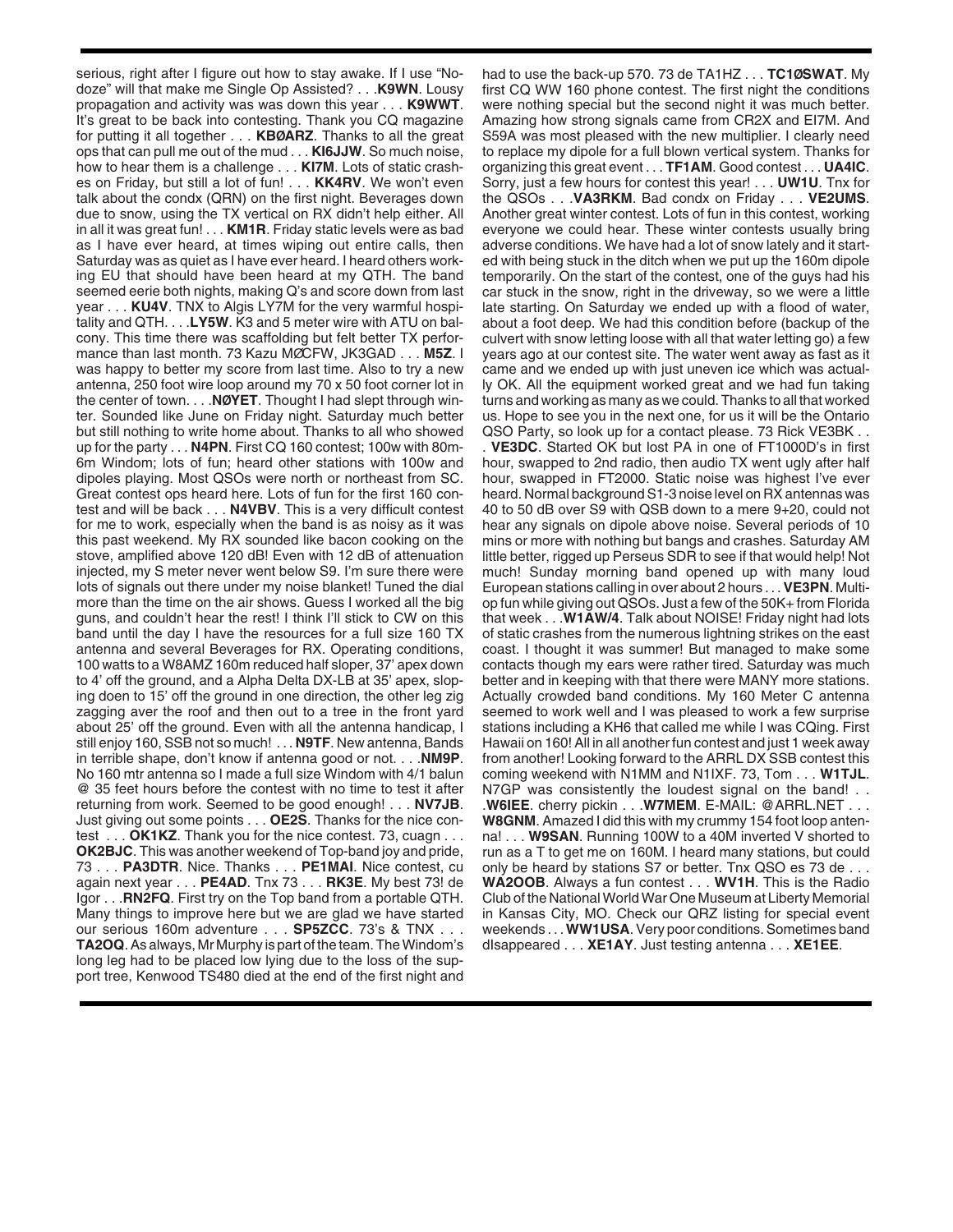serious, right after I figure out how to stay awake. If I use "No-doze" will that make me Single Op Assisted? . . .**K9WN**. Lousy propagation and activity was was down this year . . . **K9WWT**. It's great to be back into contesting. Thank you CQ magazine for putting it all together . . . **KBØARZ**. Thanks to all the great ops that can pull me out of the mud . . . **KI6JJW**. So much noise, how to hear them is a challenge . . . **KI7M**. Lots of static crashes on Friday, but still a lot of fun! . . . **KK4RV**. We won't even talk about the condx (QRN) on the first night. Beverages down due to snow, using the TX vertical on RX didn't help either. All in all it was great fun! . . . **KM1R**. Friday static levels were as bad as I have ever heard, at times wiping out entire calls, then Saturday was as quiet as I have ever heard. I heard others working EU that should have been heard at my QTH. The band seemed eerie both nights, making Q's and score down from last year . . . **KU4V**. TNX to Algis LY7M for the very warmful hospitality and QTH. . . .**LY5W**. K3 and 5 meter wire with ATU on balcony. This time there was scaffolding but felt better TX performance than last month. 73 Kazu MØCFW, JK3GAD . . . **M5Z**. I was happy to better my score from last time. Also to try a new antenna, 250 foot wire loop around my 70 x 50 foot corner lot in the center of town. . . .**NØYET**. Thought I had slept through winter. Sounded like June on Friday night. Saturday much better but still nothing to write home about. Thanks to all who showed up for the party . . . **N4PN**. First CQ 160 contest; 100w with 80m-6m Windom; lots of fun; heard other stations with 100w and dipoles playing. Most QSOs were north or northeast from SC. Great contest ops heard here. Lots of fun for the first 160 contest and will be back . . . **N4VBV**. This is a very difficult contest for me to work, especially when the band is as noisy as it was this past weekend. My RX sounded like bacon cooking on the stove, amplified above 120 dB! Even with 12 dB of attenuation injected, my S meter never went below S9. I'm sure there were lots of signals out there under my noise blanket! Tuned the dial more than the time on the air shows. Guess I worked all the big guns, and couldn't hear the rest! I think I'll stick to CW on this band until the day I have the resources for a full size 160 TX antenna and several Beverages for RX. Operating conditions, 100 watts to a W8AMZ 160m reduced half sloper, 37' apex down to 4' off the ground, and a Alpha Delta DX-LB at 35' apex, sloping doen to 15' off the ground in one direction, the other leg zig zagging aver the roof and then out to a tree in the front yard about 25' off the ground. Even with all the antenna handicap, I still enjoy 160, SSB not so much! . . . **N9TF**. New antenna, Bands in terrible shape, don't know if antenna good or not. . . .**NM9P**. No 160 mtr antenna so I made a full size Windom with 4/1 balun @ 35 feet hours before the contest with no time to test it after returning from work. Seemed to be good enough! . . . **NV7JB**. Just giving out some points . . . **OE2S**. Thanks for the nice contest . . . **OK1KZ**. Thank you for the nice contest. 73, cuagn . . . **OK2BJC**. This was another weekend of Top-band joy and pride, 73 . . . **PA3DTR**. Nice. Thanks . . . **PE1MAI**. Nice contest, cu again next year . . . **PE4AD**. Tnx 73 . . . **RK3E**. My best 73! de Igor . . .**RN2FQ**. First try on the Top band from a portable QTH. Many things to improve here but we are glad we have started our serious 160m adventure . . . **SP5ZCC**. 73's & TNX . . . **TA2OQ**. As always, Mr Murphy is part of the team. The Windom's long leg had to be placed low lying due to the loss of the support tree, Kenwood TS480 died at the end of the first night and had to use the back-up 570. 73 de TA1HZ . . . **TC1ØSWAT**. My first CQ WW 160 phone contest. The first night the conditions were nothing special but the second night it was much better. Amazing how strong signals came from CR2X and EI7M. And S59A was most pleased with the new multiplier. I clearly need to replace my dipole for a full blown vertical system. Thanks for organizing this great event . . . **TF1AM**. Good contest . . . **UA4IC**. Sorry, just a few hours for contest this year! . . . **UW1U**. Tnx for the QSOs . . .**VA3RKM**. Bad condx on Friday . . . **VE2UMS**. Another great winter contest. Lots of fun in this contest, working everyone we could hear. These winter contests usually bring adverse conditions. We have had a lot of snow lately and it started with being stuck in the ditch when we put up the 160m dipole temporarily. On the start of the contest, one of the guys had his car stuck in the snow, right in the driveway, so we were a little late starting. On Saturday we ended up with a flood of water, about a foot deep. We had this condition before (backup of the culvert with snow letting loose with all that water letting go) a few years ago at our contest site. The water went away as fast as it came and we ended up with just uneven ice which was actually OK. All the equipment worked great and we had fun taking turns and working as many as we could. Thanks to all that worked us. Hope to see you in the next one, for us it will be the Ontario QSO Party, so look up for a contact please. 73 Rick VE3BK . . . **VE3DC**. Started OK but lost PA in one of FT1000D's in first hour, swapped to 2nd radio, then audio TX went ugly after half hour, swapped in FT2000. Static noise was highest I've ever heard. Normal background S1-3 noise level on RX antennas was 40 to 50 dB over S9 with QSB down to a mere 9+20, could not hear any signals on dipole above noise. Several periods of 10 mins or more with nothing but bangs and crashes. Saturday AM little better, rigged up Perseus SDR to see if that would help! Not much! Sunday morning band opened up with many loud European stations calling in over about 2 hours . . . **VE3PN**. Multi-op fun while giving out QSOs. Just a few of the 50K+ from Florida that week . . .**W1AW/4**. Talk about NOISE! Friday night had lots of static crashes from the numerous lightning strikes on the east coast. I thought it was summer! But managed to make some contacts though my ears were rather tired. Saturday was much better and in keeping with that there were MANY more stations. Actually crowded band conditions. My 160 Meter C antenna seemed to work well and I was pleased to work a few surprise stations including a KH6 that called me while I was CQing. First Hawaii on 160! All in all another fun contest and just 1 week away from another! Looking forward to the ARRL DX SSB contest this coming weekend with N1MM and N1IXF. 73, Tom . . . **W1TJL**. N7GP was consistently the loudest signal on the band! . . .**W6IEE**. cherry pickin . . .**W7MEM**. E-MAIL: @ARRL.NET . . . **W8GNM**. Amazed I did this with my crummy 154 foot loop antenna! . . . **W9SAN**. Running 100W to a 40M inverted V shorted to run as a T to get me on 160M. I heard many stations, but could only be heard by stations S7 or better. Tnx QSO es 73 de . . . **WA2OOB**. Always a fun contest . . . **WV1H**. This is the Radio Club of the National World War One Museum at Liberty Memorial in Kansas City, MO. Check our QRZ listing for special event weekends . . . **WW1USA**. Very poor conditions. Sometimes band dIsappeared . . . **XE1AY**. Just testing antenna . . . **XE1EE**.